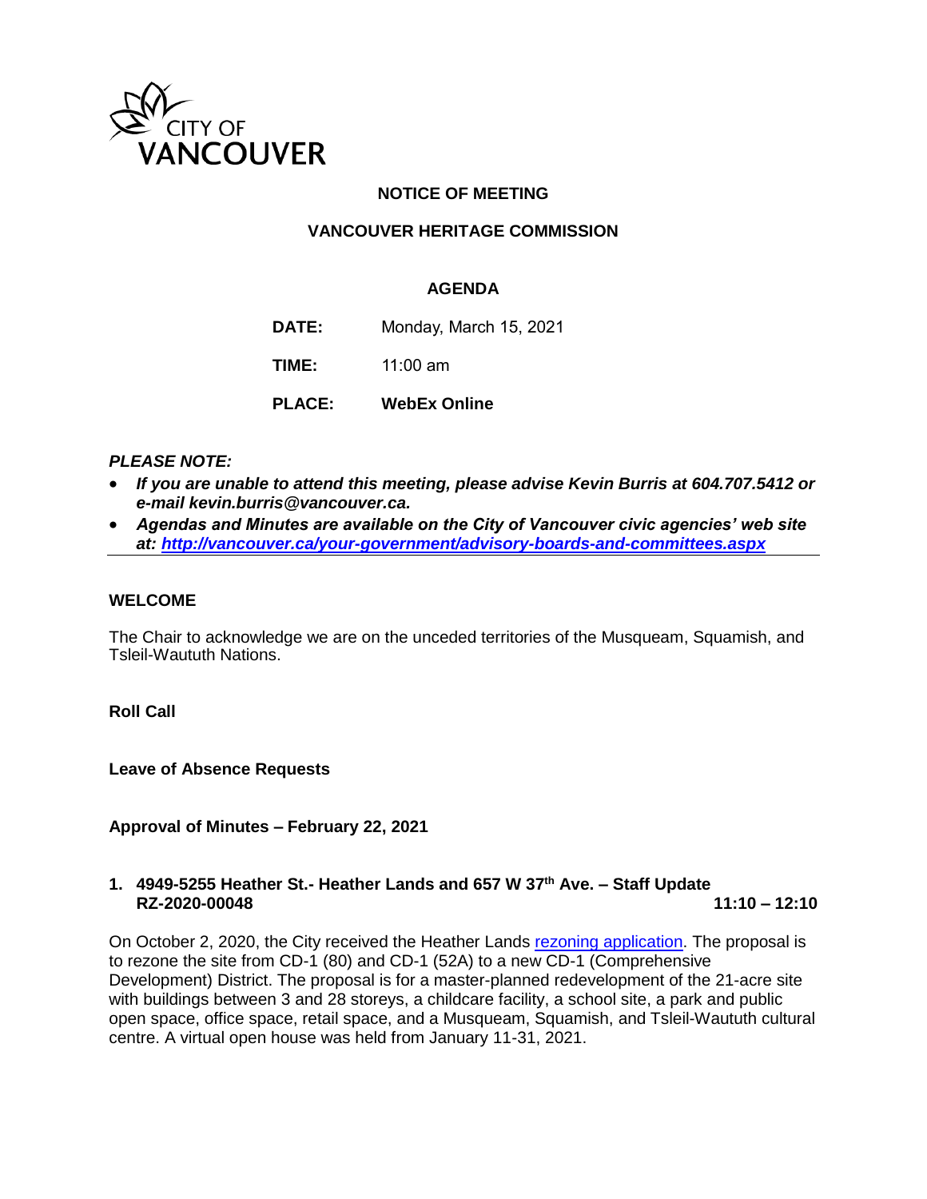CITY OF VANCOUVER

# NOTICE OF MEETING

## VANCOUVER HERITAGE COMMISSION

### AGENDA

**DATE:** Monday, March 15, 2021

**TIME:** 11:00 am

**PLACE:** **WebEx Online**

***PLEASE NOTE:***

- ***If you are unable to attend this meeting, please advise Kevin Burris at 604.707.5412 or e-mail kevin.burris@vancouver.ca.***
- ***Agendas and Minutes are available on the City of Vancouver civic agencies' web site at: http://vancouver.ca/your-government/advisory-boards-and-committees.aspx***

---

**WELCOME**

The Chair to acknowledge we are on the unceded territories of the Musqueam, Squamish, and Tsleil-Waututh Nations.

**Roll Call**

**Leave of Absence Requests**

**Approval of Minutes – February 22, 2021**

**1. 4949-5255 Heather St.- Heather Lands and 657 W 37th Ave. – Staff Update RZ-2020-00048 11:10 – 12:10**

On October 2, 2020, the City received the Heather Lands rezoning application. The proposal is to rezone the site from CD-1 (80) and CD-1 (52A) to a new CD-1 (Comprehensive Development) District. The proposal is for a master-planned redevelopment of the 21-acre site with buildings between 3 and 28 storeys, a childcare facility, a school site, a park and public open space, office space, retail space, and a Musqueam, Squamish, and Tsleil-Waututh cultural centre. A virtual open house was held from January 11-31, 2021.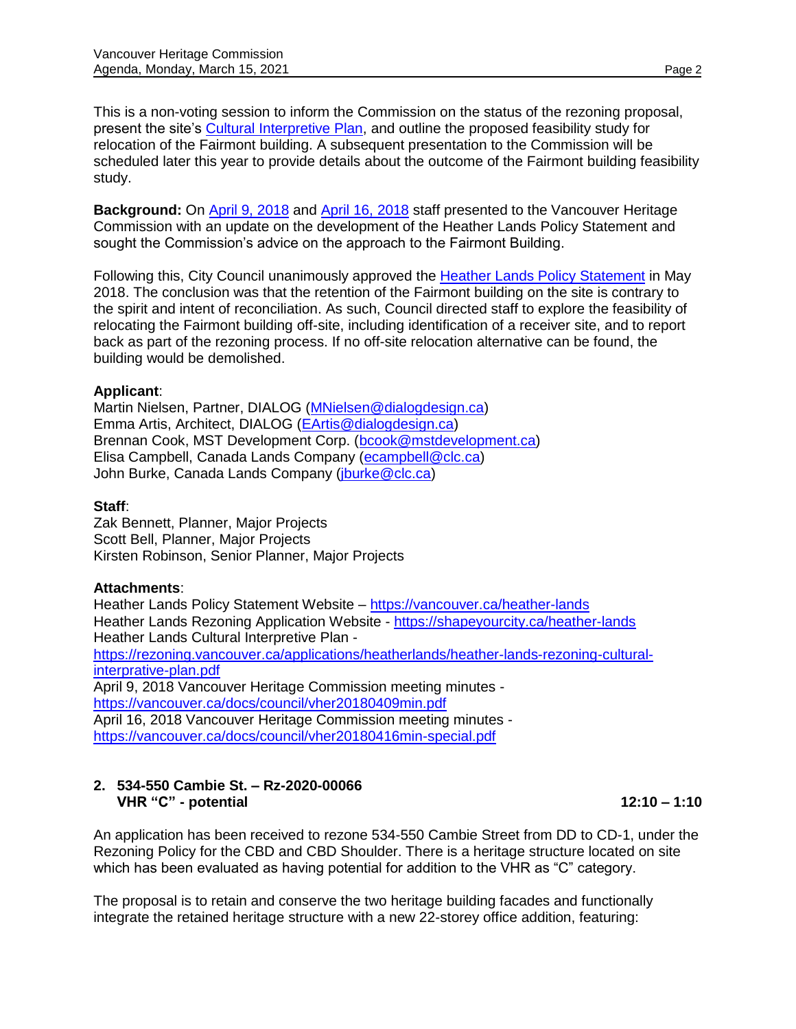This is a non-voting session to inform the Commission on the status of the rezoning proposal, present the site's Cultural Interpretive Plan, and outline the proposed feasibility study for relocation of the Fairmont building. A subsequent presentation to the Commission will be scheduled later this year to provide details about the outcome of the Fairmont building feasibility study.

**Background:** On April 9, 2018 and April 16, 2018 staff presented to the Vancouver Heritage Commission with an update on the development of the Heather Lands Policy Statement and sought the Commission's advice on the approach to the Fairmont Building.

Following this, City Council unanimously approved the Heather Lands Policy Statement in May 2018. The conclusion was that the retention of the Fairmont building on the site is contrary to the spirit and intent of reconciliation. As such, Council directed staff to explore the feasibility of relocating the Fairmont building off-site, including identification of a receiver site, and to report back as part of the rezoning process. If no off-site relocation alternative can be found, the building would be demolished.

**Applicant**:
Martin Nielsen, Partner, DIALOG (MNielsen@dialogdesign.ca)
Emma Artis, Architect, DIALOG (EArtis@dialogdesign.ca)
Brennan Cook, MST Development Corp. (bcook@mstdevelopment.ca)
Elisa Campbell, Canada Lands Company (ecampbell@clc.ca)
John Burke, Canada Lands Company (jburke@clc.ca)

**Staff**:
Zak Bennett, Planner, Major Projects
Scott Bell, Planner, Major Projects
Kirsten Robinson, Senior Planner, Major Projects

**Attachments**:
Heather Lands Policy Statement Website – https://vancouver.ca/heather-lands
Heather Lands Rezoning Application Website - https://shapeyourcity.ca/heather-lands
Heather Lands Cultural Interpretive Plan - https://rezoning.vancouver.ca/applications/heatherlands/heather-lands-rezoning-cultural-interpretive-plan.pdf
April 9, 2018 Vancouver Heritage Commission meeting minutes - https://vancouver.ca/docs/council/vher20180409min.pdf
April 16, 2018 Vancouver Heritage Commission meeting minutes - https://vancouver.ca/docs/council/vher20180416min-special.pdf

**2. 534-550 Cambie St. – Rz-2020-00066**
**VHR "C" - potential** **12:10 – 1:10**

An application has been received to rezone 534-550 Cambie Street from DD to CD-1, under the Rezoning Policy for the CBD and CBD Shoulder. There is a heritage structure located on site which has been evaluated as having potential for addition to the VHR as "C" category.

The proposal is to retain and conserve the two heritage building facades and functionally integrate the retained heritage structure with a new 22-storey office addition, featuring: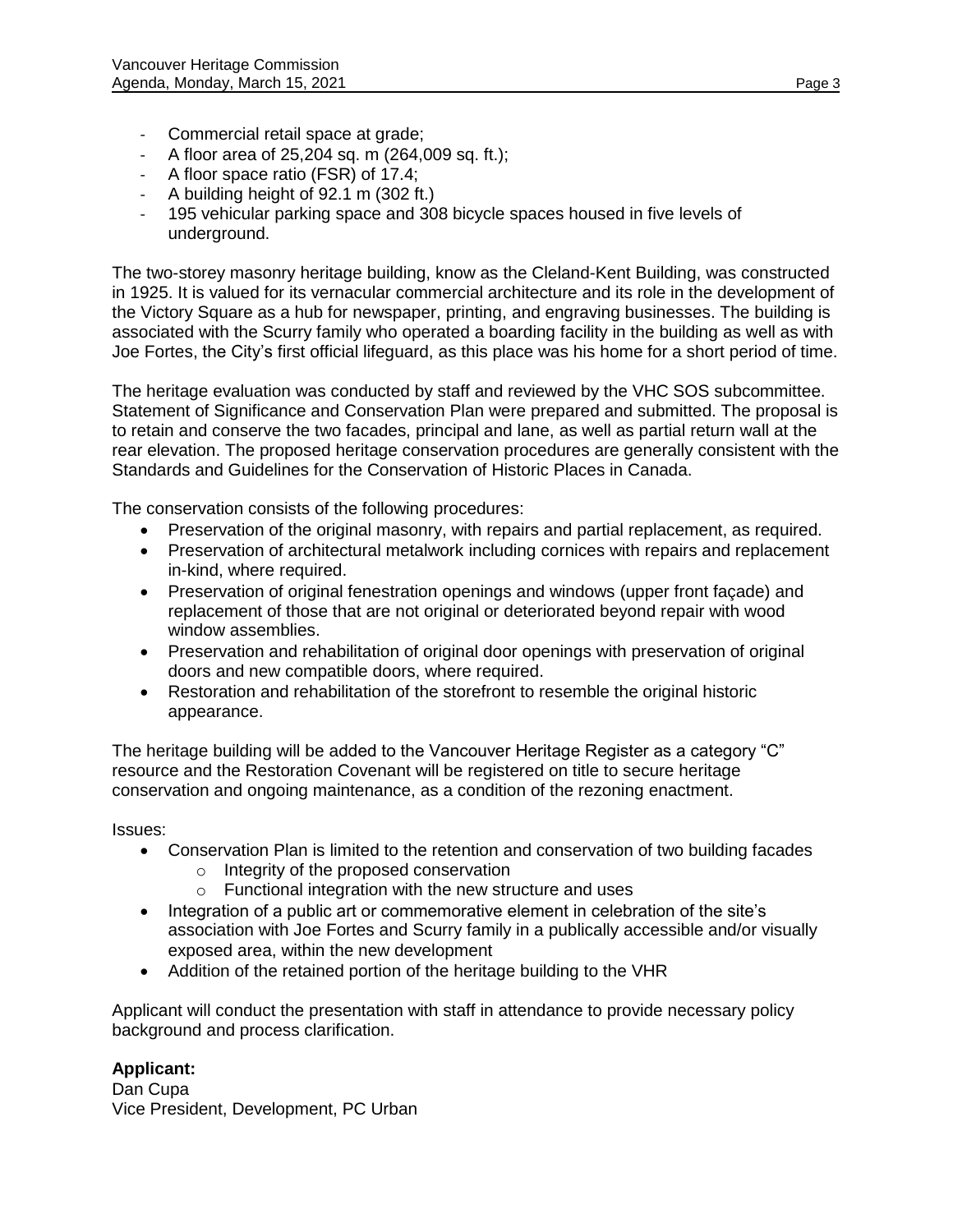- Commercial retail space at grade;
- A floor area of 25,204 sq. m (264,009 sq. ft.);
- A floor space ratio (FSR) of 17.4;
- A building height of 92.1 m (302 ft.)
- 195 vehicular parking space and 308 bicycle spaces housed in five levels of underground.

The two-storey masonry heritage building, know as the Cleland-Kent Building, was constructed in 1925. It is valued for its vernacular commercial architecture and its role in the development of the Victory Square as a hub for newspaper, printing, and engraving businesses. The building is associated with the Scurry family who operated a boarding facility in the building as well as with Joe Fortes, the City's first official lifeguard, as this place was his home for a short period of time.

The heritage evaluation was conducted by staff and reviewed by the VHC SOS subcommittee. Statement of Significance and Conservation Plan were prepared and submitted. The proposal is to retain and conserve the two facades, principal and lane, as well as partial return wall at the rear elevation. The proposed heritage conservation procedures are generally consistent with the Standards and Guidelines for the Conservation of Historic Places in Canada.

The conservation consists of the following procedures:

- Preservation of the original masonry, with repairs and partial replacement, as required.
- Preservation of architectural metalwork including cornices with repairs and replacement in-kind, where required.
- Preservation of original fenestration openings and windows (upper front façade) and replacement of those that are not original or deteriorated beyond repair with wood window assemblies.
- Preservation and rehabilitation of original door openings with preservation of original doors and new compatible doors, where required.
- Restoration and rehabilitation of the storefront to resemble the original historic appearance.

The heritage building will be added to the Vancouver Heritage Register as a category "C" resource and the Restoration Covenant will be registered on title to secure heritage conservation and ongoing maintenance, as a condition of the rezoning enactment.

Issues:

- Conservation Plan is limited to the retention and conservation of two building facades
  - Integrity of the proposed conservation
  - Functional integration with the new structure and uses
- Integration of a public art or commemorative element in celebration of the site's association with Joe Fortes and Scurry family in a publically accessible and/or visually exposed area, within the new development
- Addition of the retained portion of the heritage building to the VHR

Applicant will conduct the presentation with staff in attendance to provide necessary policy background and process clarification.

**Applicant:**
Dan Cupa
Vice President, Development, PC Urban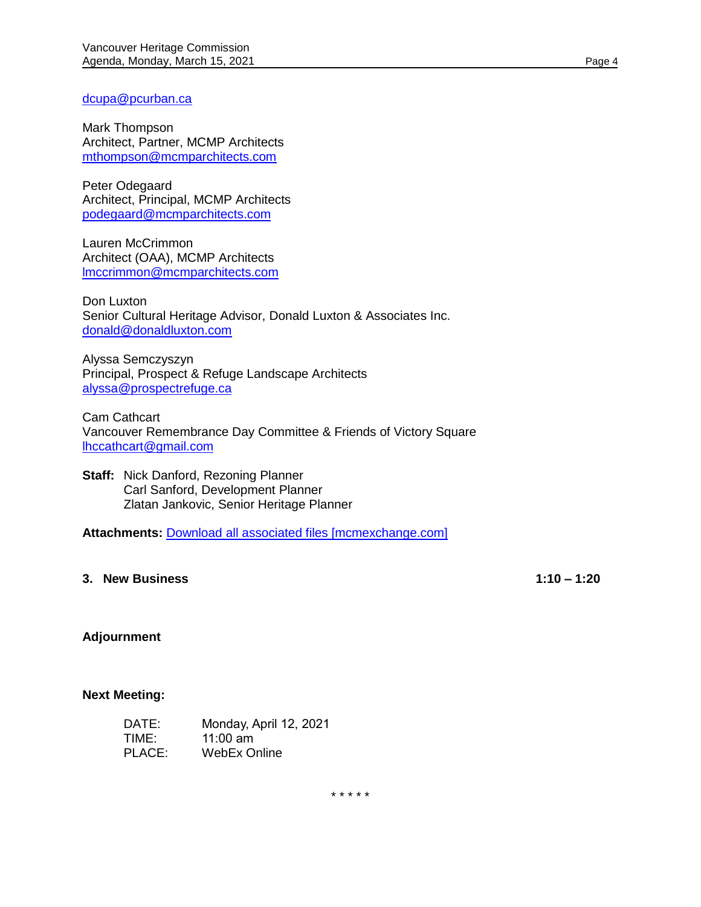dcupa@pcurban.ca

Mark Thompson
Architect, Partner, MCMP Architects
mthompson@mcmparchitects.com

Peter Odegaard
Architect, Principal, MCMP Architects
podegaard@mcmparchitects.com

Lauren McCrimmon
Architect (OAA), MCMP Architects
lmccrimmon@mcmparchitects.com

Don Luxton
Senior Cultural Heritage Advisor, Donald Luxton & Associates Inc.
donald@donaldluxton.com

Alyssa Semczyszyn
Principal, Prospect & Refuge Landscape Architects
alyssa@prospectrefuge.ca

Cam Cathcart
Vancouver Remembrance Day Committee & Friends of Victory Square
lhccathcart@gmail.com

**Staff:** Nick Danford, Rezoning Planner
Carl Sanford, Development Planner
Zlatan Jankovic, Senior Heritage Planner

**Attachments:** Download all associated files [mcmexchange.com]

**3. New Business** **1:10 – 1:20**

**Adjournment**

**Next Meeting:**

DATE: Monday, April 12, 2021
TIME: 11:00 am
PLACE: WebEx Online

\* \* \* \* \*